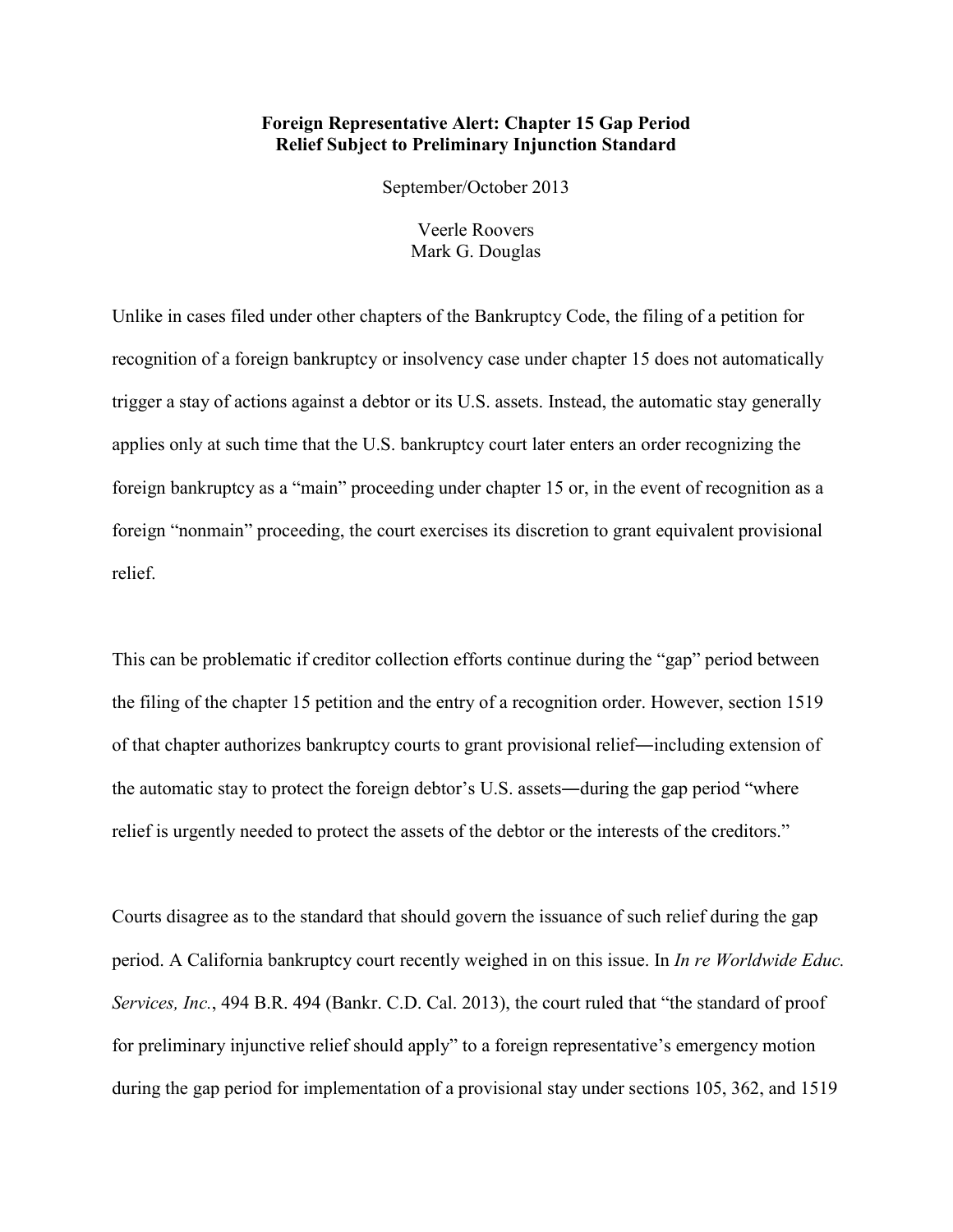# Foreign Representative Alert: Chapter 15 Gap Period Relief Subject to Preliminary Injunction Standard

September/October 2013

Veerle Roovers
Mark G. Douglas

Unlike in cases filed under other chapters of the Bankruptcy Code, the filing of a petition for recognition of a foreign bankruptcy or insolvency case under chapter 15 does not automatically trigger a stay of actions against a debtor or its U.S. assets. Instead, the automatic stay generally applies only at such time that the U.S. bankruptcy court later enters an order recognizing the foreign bankruptcy as a "main" proceeding under chapter 15 or, in the event of recognition as a foreign "nonmain" proceeding, the court exercises its discretion to grant equivalent provisional relief.

This can be problematic if creditor collection efforts continue during the "gap" period between the filing of the chapter 15 petition and the entry of a recognition order. However, section 1519 of that chapter authorizes bankruptcy courts to grant provisional relief—including extension of the automatic stay to protect the foreign debtor's U.S. assets—during the gap period "where relief is urgently needed to protect the assets of the debtor or the interests of the creditors."

Courts disagree as to the standard that should govern the issuance of such relief during the gap period. A California bankruptcy court recently weighed in on this issue. In *In re Worldwide Educ. Services, Inc.*, 494 B.R. 494 (Bankr. C.D. Cal. 2013), the court ruled that "the standard of proof for preliminary injunctive relief should apply" to a foreign representative's emergency motion during the gap period for implementation of a provisional stay under sections 105, 362, and 1519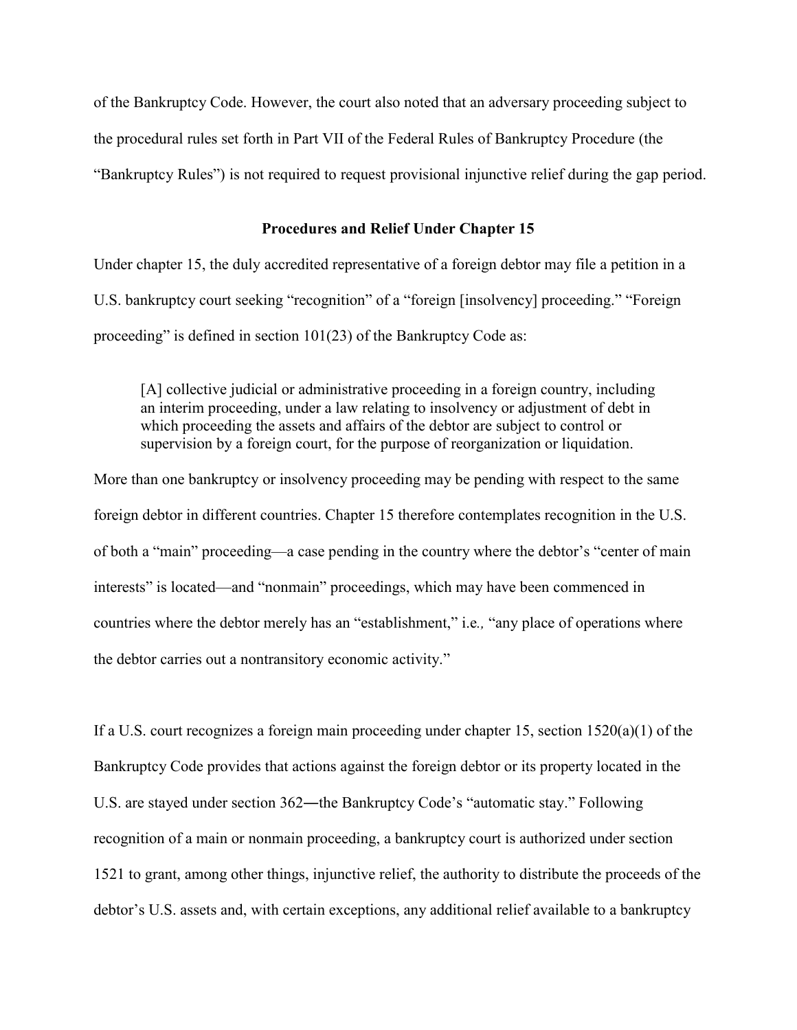of the Bankruptcy Code. However, the court also noted that an adversary proceeding subject to the procedural rules set forth in Part VII of the Federal Rules of Bankruptcy Procedure (the "Bankruptcy Rules") is not required to request provisional injunctive relief during the gap period.

**Procedures and Relief Under Chapter 15**

Under chapter 15, the duly accredited representative of a foreign debtor may file a petition in a U.S. bankruptcy court seeking "recognition" of a "foreign [insolvency] proceeding." "Foreign proceeding" is defined in section 101(23) of the Bankruptcy Code as:

> [A] collective judicial or administrative proceeding in a foreign country, including an interim proceeding, under a law relating to insolvency or adjustment of debt in which proceeding the assets and affairs of the debtor are subject to control or supervision by a foreign court, for the purpose of reorganization or liquidation.

More than one bankruptcy or insolvency proceeding may be pending with respect to the same foreign debtor in different countries. Chapter 15 therefore contemplates recognition in the U.S. of both a "main" proceeding—a case pending in the country where the debtor's "center of main interests" is located—and "nonmain" proceedings, which may have been commenced in countries where the debtor merely has an "establishment," *i.e.*, "any place of operations where the debtor carries out a nontransitory economic activity."

If a U.S. court recognizes a foreign main proceeding under chapter 15, section 1520(a)(1) of the Bankruptcy Code provides that actions against the foreign debtor or its property located in the U.S. are stayed under section 362—the Bankruptcy Code's "automatic stay." Following recognition of a main or nonmain proceeding, a bankruptcy court is authorized under section 1521 to grant, among other things, injunctive relief, the authority to distribute the proceeds of the debtor's U.S. assets and, with certain exceptions, any additional relief available to a bankruptcy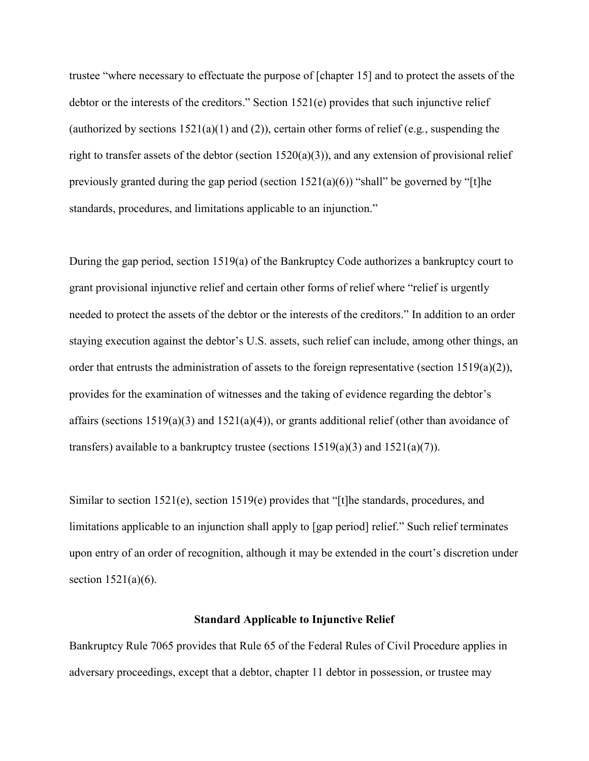trustee "where necessary to effectuate the purpose of [chapter 15] and to protect the assets of the debtor or the interests of the creditors." Section 1521(e) provides that such injunctive relief (authorized by sections 1521(a)(1) and (2)), certain other forms of relief (e.g., suspending the right to transfer assets of the debtor (section 1520(a)(3)), and any extension of provisional relief previously granted during the gap period (section 1521(a)(6)) "shall" be governed by "[t]he standards, procedures, and limitations applicable to an injunction."

During the gap period, section 1519(a) of the Bankruptcy Code authorizes a bankruptcy court to grant provisional injunctive relief and certain other forms of relief where "relief is urgently needed to protect the assets of the debtor or the interests of the creditors." In addition to an order staying execution against the debtor's U.S. assets, such relief can include, among other things, an order that entrusts the administration of assets to the foreign representative (section 1519(a)(2)), provides for the examination of witnesses and the taking of evidence regarding the debtor's affairs (sections 1519(a)(3) and 1521(a)(4)), or grants additional relief (other than avoidance of transfers) available to a bankruptcy trustee (sections 1519(a)(3) and 1521(a)(7)).

Similar to section 1521(e), section 1519(e) provides that "[t]he standards, procedures, and limitations applicable to an injunction shall apply to [gap period] relief." Such relief terminates upon entry of an order of recognition, although it may be extended in the court's discretion under section 1521(a)(6).

**Standard Applicable to Injunctive Relief**

Bankruptcy Rule 7065 provides that Rule 65 of the Federal Rules of Civil Procedure applies in adversary proceedings, except that a debtor, chapter 11 debtor in possession, or trustee may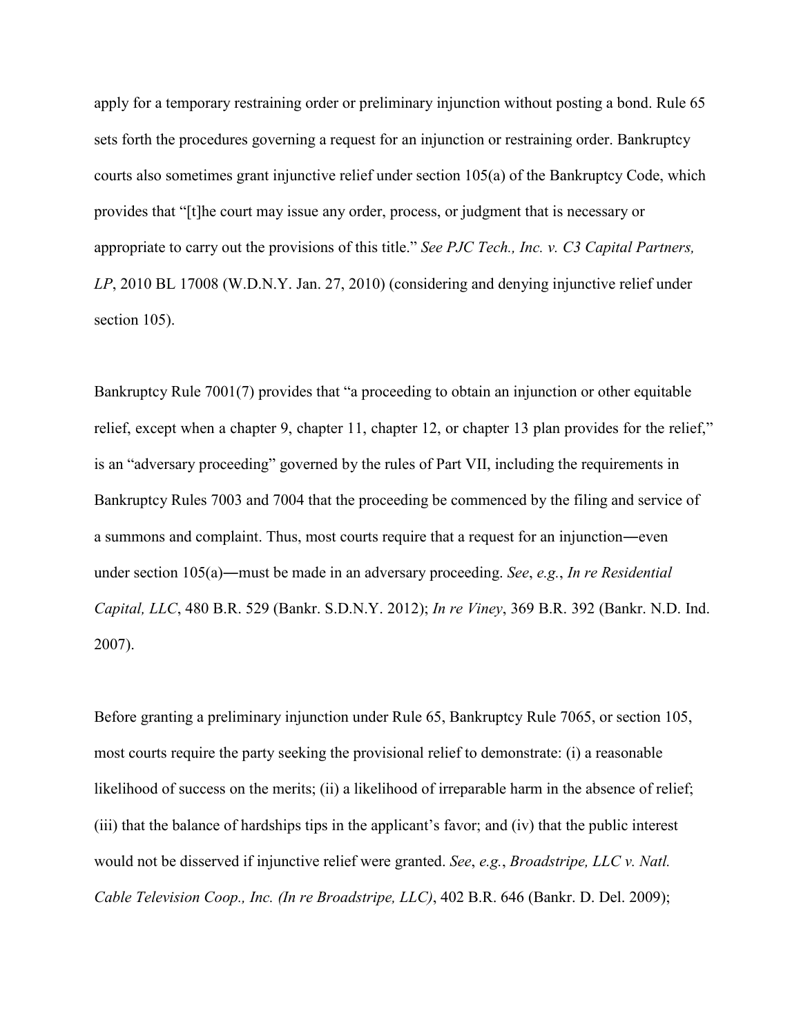apply for a temporary restraining order or preliminary injunction without posting a bond. Rule 65 sets forth the procedures governing a request for an injunction or restraining order. Bankruptcy courts also sometimes grant injunctive relief under section 105(a) of the Bankruptcy Code, which provides that "[t]he court may issue any order, process, or judgment that is necessary or appropriate to carry out the provisions of this title." *See PJC Tech., Inc. v. C3 Capital Partners, LP*, 2010 BL 17008 (W.D.N.Y. Jan. 27, 2010) (considering and denying injunctive relief under section 105).

Bankruptcy Rule 7001(7) provides that "a proceeding to obtain an injunction or other equitable relief, except when a chapter 9, chapter 11, chapter 12, or chapter 13 plan provides for the relief," is an "adversary proceeding" governed by the rules of Part VII, including the requirements in Bankruptcy Rules 7003 and 7004 that the proceeding be commenced by the filing and service of a summons and complaint. Thus, most courts require that a request for an injunction―even under section 105(a)―must be made in an adversary proceeding. *See*, *e.g.*, *In re Residential Capital, LLC*, 480 B.R. 529 (Bankr. S.D.N.Y. 2012); *In re Viney*, 369 B.R. 392 (Bankr. N.D. Ind. 2007).

Before granting a preliminary injunction under Rule 65, Bankruptcy Rule 7065, or section 105, most courts require the party seeking the provisional relief to demonstrate: (i) a reasonable likelihood of success on the merits; (ii) a likelihood of irreparable harm in the absence of relief; (iii) that the balance of hardships tips in the applicant's favor; and (iv) that the public interest would not be disserved if injunctive relief were granted. *See*, *e.g.*, *Broadstripe, LLC v. Natl. Cable Television Coop., Inc. (In re Broadstripe, LLC)*, 402 B.R. 646 (Bankr. D. Del. 2009);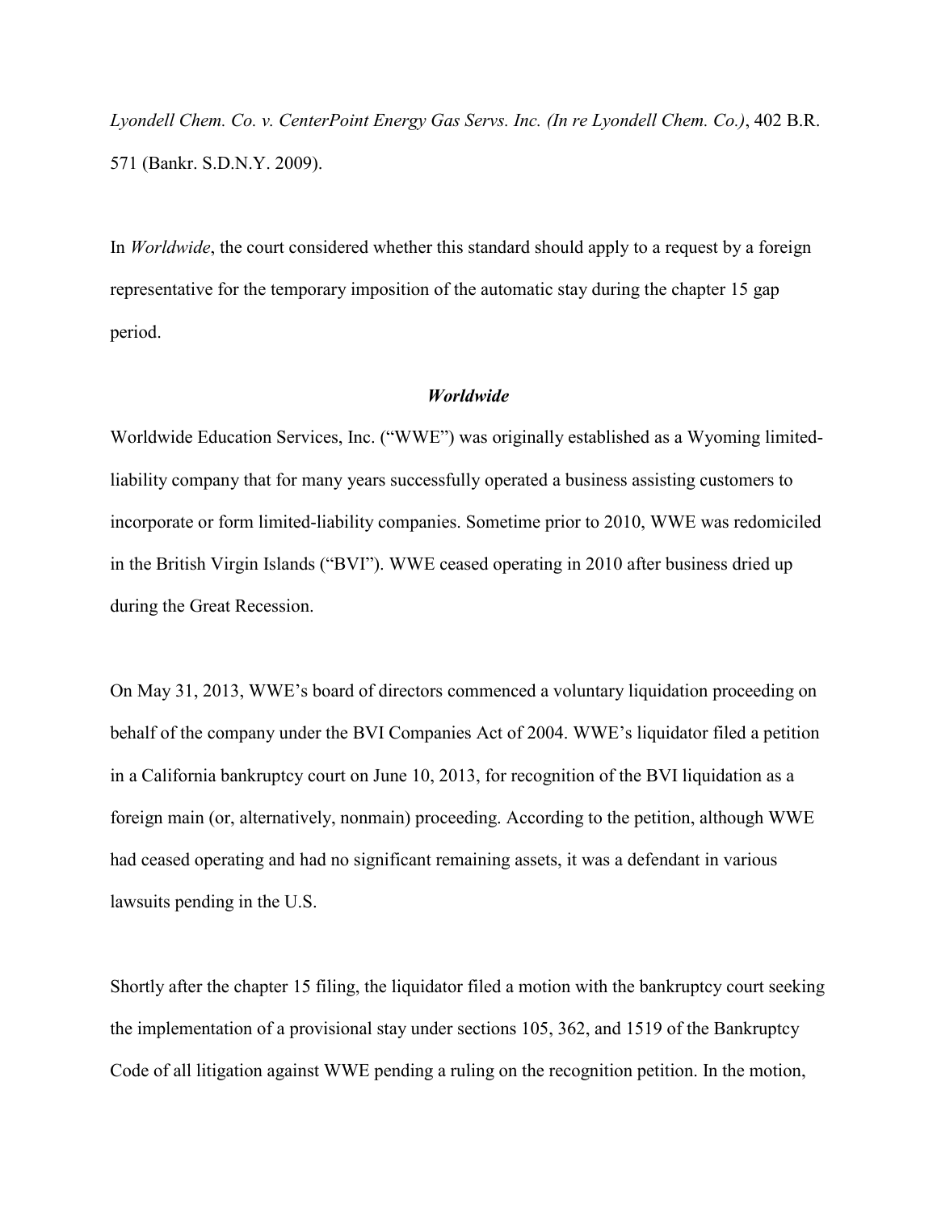*Lyondell Chem. Co. v. CenterPoint Energy Gas Servs. Inc. (In re Lyondell Chem. Co.)*, 402 B.R. 571 (Bankr. S.D.N.Y. 2009).

In *Worldwide*, the court considered whether this standard should apply to a request by a foreign representative for the temporary imposition of the automatic stay during the chapter 15 gap period.

### ***Worldwide***

Worldwide Education Services, Inc. ("WWE") was originally established as a Wyoming limited-liability company that for many years successfully operated a business assisting customers to incorporate or form limited-liability companies. Sometime prior to 2010, WWE was redomiciled in the British Virgin Islands ("BVI"). WWE ceased operating in 2010 after business dried up during the Great Recession.

On May 31, 2013, WWE's board of directors commenced a voluntary liquidation proceeding on behalf of the company under the BVI Companies Act of 2004. WWE's liquidator filed a petition in a California bankruptcy court on June 10, 2013, for recognition of the BVI liquidation as a foreign main (or, alternatively, nonmain) proceeding. According to the petition, although WWE had ceased operating and had no significant remaining assets, it was a defendant in various lawsuits pending in the U.S.

Shortly after the chapter 15 filing, the liquidator filed a motion with the bankruptcy court seeking the implementation of a provisional stay under sections 105, 362, and 1519 of the Bankruptcy Code of all litigation against WWE pending a ruling on the recognition petition. In the motion,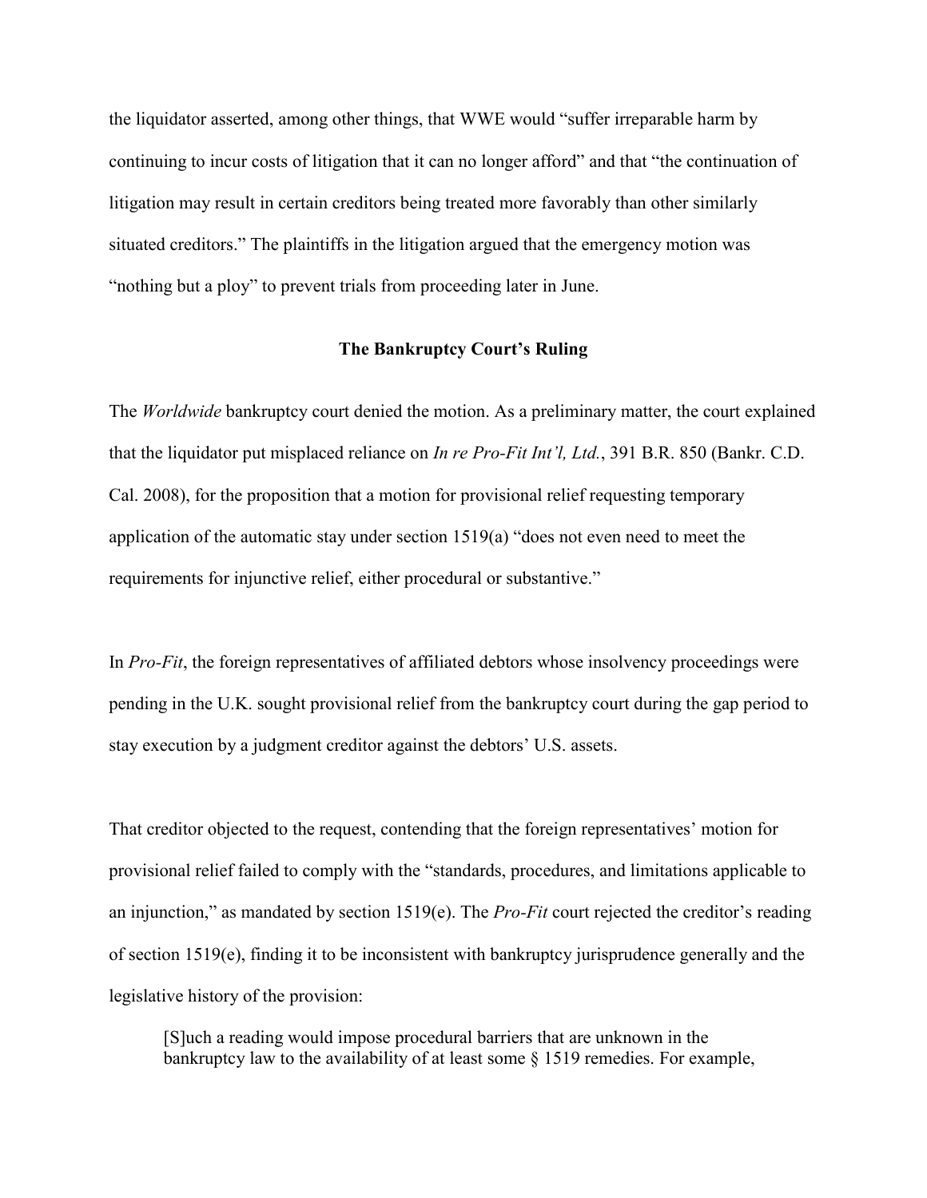the liquidator asserted, among other things, that WWE would "suffer irreparable harm by continuing to incur costs of litigation that it can no longer afford" and that "the continuation of litigation may result in certain creditors being treated more favorably than other similarly situated creditors." The plaintiffs in the litigation argued that the emergency motion was "nothing but a ploy" to prevent trials from proceeding later in June.

### The Bankruptcy Court's Ruling

The *Worldwide* bankruptcy court denied the motion. As a preliminary matter, the court explained that the liquidator put misplaced reliance on *In re Pro-Fit Int'l, Ltd.*, 391 B.R. 850 (Bankr. C.D. Cal. 2008), for the proposition that a motion for provisional relief requesting temporary application of the automatic stay under section 1519(a) "does not even need to meet the requirements for injunctive relief, either procedural or substantive."

In *Pro-Fit*, the foreign representatives of affiliated debtors whose insolvency proceedings were pending in the U.K. sought provisional relief from the bankruptcy court during the gap period to stay execution by a judgment creditor against the debtors' U.S. assets.

That creditor objected to the request, contending that the foreign representatives' motion for provisional relief failed to comply with the "standards, procedures, and limitations applicable to an injunction," as mandated by section 1519(e). The *Pro-Fit* court rejected the creditor's reading of section 1519(e), finding it to be inconsistent with bankruptcy jurisprudence generally and the legislative history of the provision:

> [S]uch a reading would impose procedural barriers that are unknown in the bankruptcy law to the availability of at least some § 1519 remedies. For example,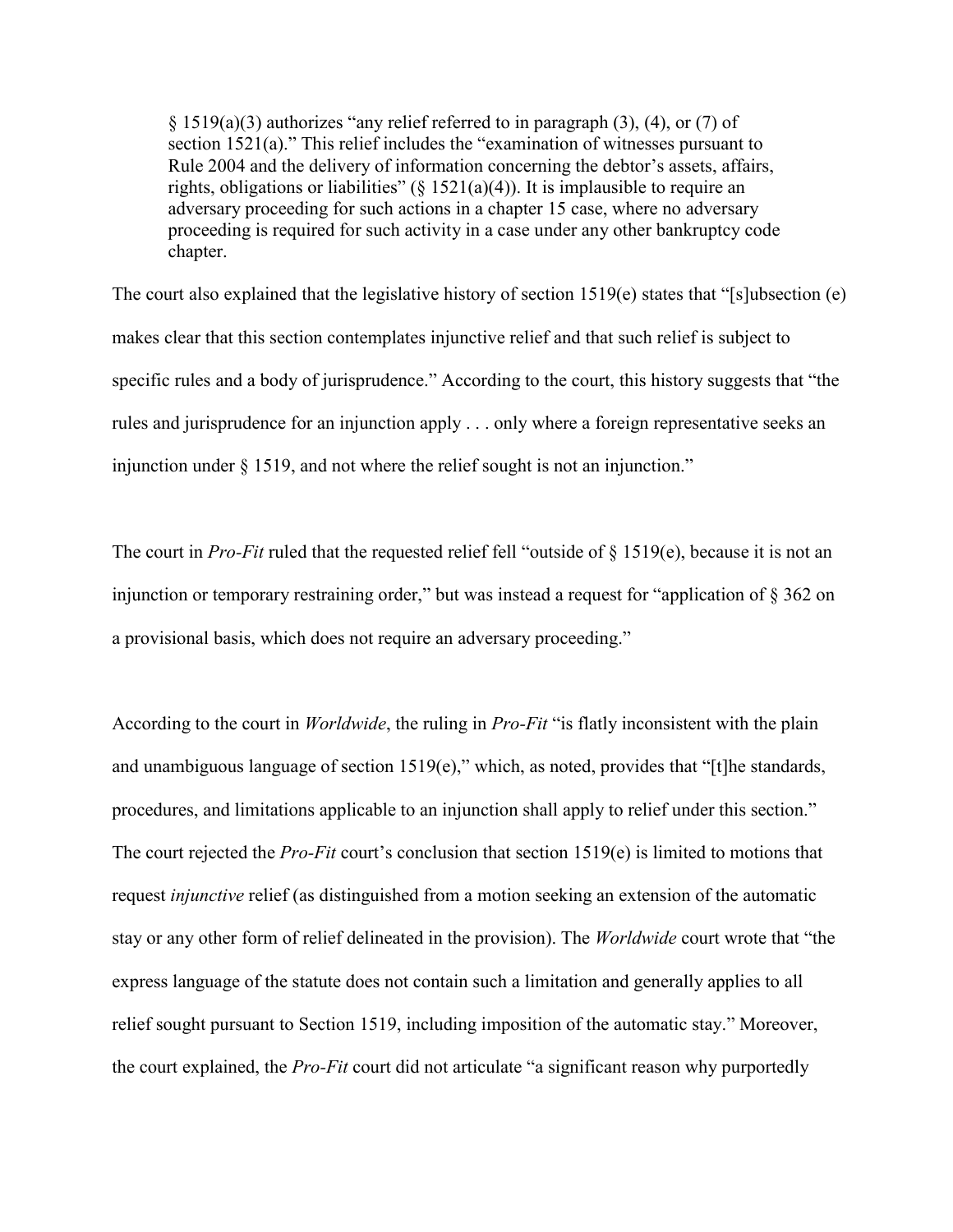> § 1519(a)(3) authorizes "any relief referred to in paragraph (3), (4), or (7) of section 1521(a)." This relief includes the "examination of witnesses pursuant to Rule 2004 and the delivery of information concerning the debtor's assets, affairs, rights, obligations or liabilities" (§ 1521(a)(4)). It is implausible to require an adversary proceeding for such actions in a chapter 15 case, where no adversary proceeding is required for such activity in a case under any other bankruptcy code chapter.

The court also explained that the legislative history of section 1519(e) states that "[s]ubsection (e) makes clear that this section contemplates injunctive relief and that such relief is subject to specific rules and a body of jurisprudence." According to the court, this history suggests that "the rules and jurisprudence for an injunction apply . . . only where a foreign representative seeks an injunction under § 1519, and not where the relief sought is not an injunction."

The court in *Pro-Fit* ruled that the requested relief fell "outside of § 1519(e), because it is not an injunction or temporary restraining order," but was instead a request for "application of § 362 on a provisional basis, which does not require an adversary proceeding."

According to the court in *Worldwide*, the ruling in *Pro-Fit* "is flatly inconsistent with the plain and unambiguous language of section 1519(e)," which, as noted, provides that "[t]he standards, procedures, and limitations applicable to an injunction shall apply to relief under this section." The court rejected the *Pro-Fit* court's conclusion that section 1519(e) is limited to motions that request *injunctive* relief (as distinguished from a motion seeking an extension of the automatic stay or any other form of relief delineated in the provision). The *Worldwide* court wrote that "the express language of the statute does not contain such a limitation and generally applies to all relief sought pursuant to Section 1519, including imposition of the automatic stay." Moreover, the court explained, the *Pro-Fit* court did not articulate "a significant reason why purportedly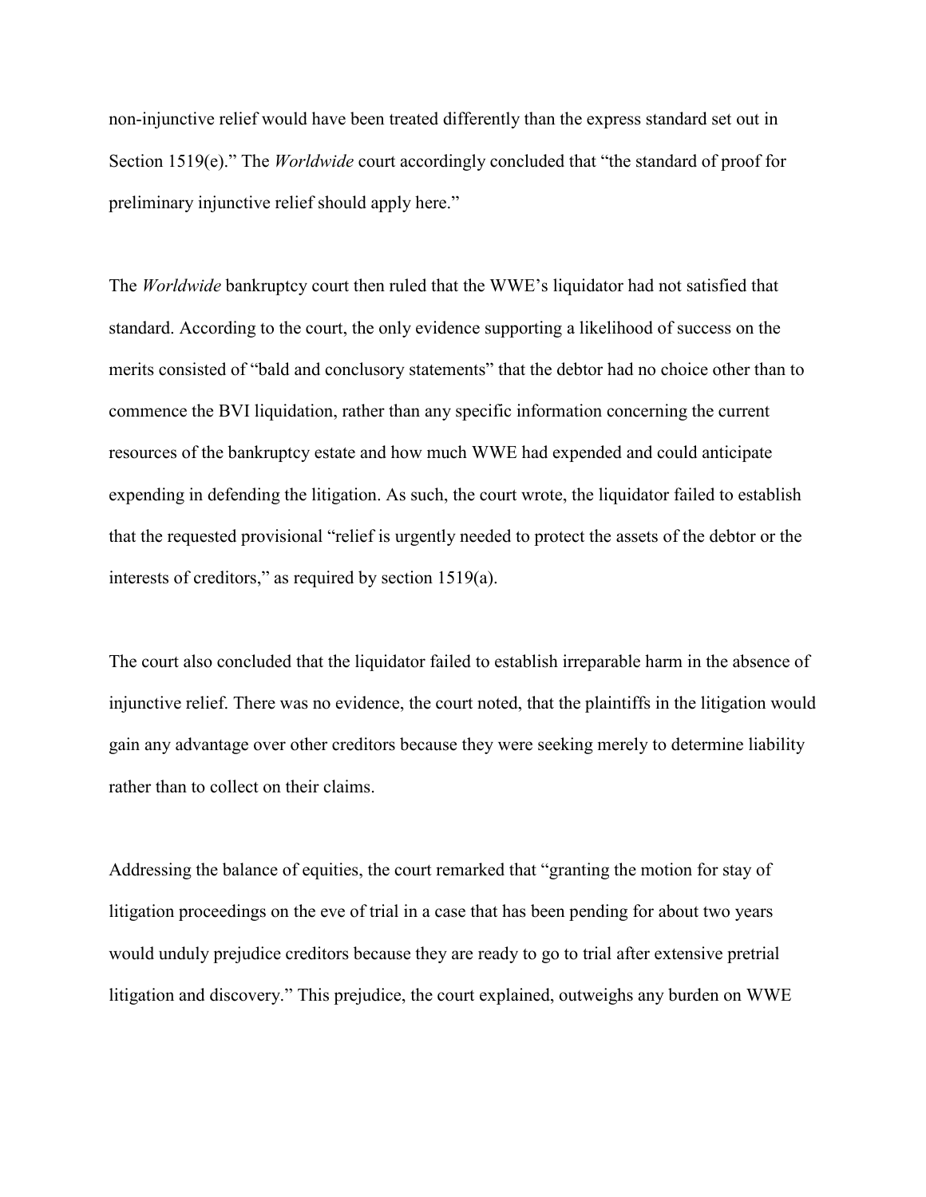non-injunctive relief would have been treated differently than the express standard set out in Section 1519(e)." The *Worldwide* court accordingly concluded that "the standard of proof for preliminary injunctive relief should apply here."

The *Worldwide* bankruptcy court then ruled that the WWE's liquidator had not satisfied that standard. According to the court, the only evidence supporting a likelihood of success on the merits consisted of "bald and conclusory statements" that the debtor had no choice other than to commence the BVI liquidation, rather than any specific information concerning the current resources of the bankruptcy estate and how much WWE had expended and could anticipate expending in defending the litigation. As such, the court wrote, the liquidator failed to establish that the requested provisional "relief is urgently needed to protect the assets of the debtor or the interests of creditors," as required by section 1519(a).

The court also concluded that the liquidator failed to establish irreparable harm in the absence of injunctive relief. There was no evidence, the court noted, that the plaintiffs in the litigation would gain any advantage over other creditors because they were seeking merely to determine liability rather than to collect on their claims.

Addressing the balance of equities, the court remarked that "granting the motion for stay of litigation proceedings on the eve of trial in a case that has been pending for about two years would unduly prejudice creditors because they are ready to go to trial after extensive pretrial litigation and discovery." This prejudice, the court explained, outweighs any burden on WWE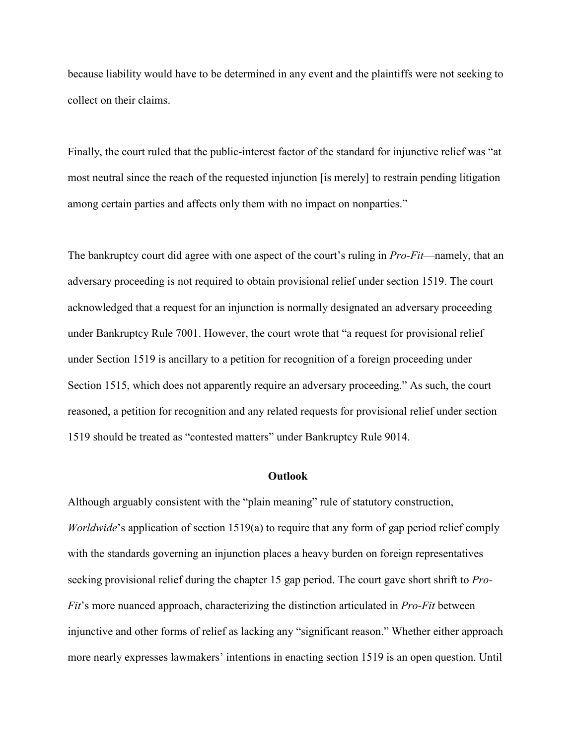because liability would have to be determined in any event and the plaintiffs were not seeking to collect on their claims.

Finally, the court ruled that the public-interest factor of the standard for injunctive relief was "at most neutral since the reach of the requested injunction [is merely] to restrain pending litigation among certain parties and affects only them with no impact on nonparties."

The bankruptcy court did agree with one aspect of the court's ruling in *Pro-Fit*—namely, that an adversary proceeding is not required to obtain provisional relief under section 1519. The court acknowledged that a request for an injunction is normally designated an adversary proceeding under Bankruptcy Rule 7001. However, the court wrote that "a request for provisional relief under Section 1519 is ancillary to a petition for recognition of a foreign proceeding under Section 1515, which does not apparently require an adversary proceeding." As such, the court reasoned, a petition for recognition and any related requests for provisional relief under section 1519 should be treated as "contested matters" under Bankruptcy Rule 9014.

## Outlook

Although arguably consistent with the "plain meaning" rule of statutory construction, *Worldwide*'s application of section 1519(a) to require that any form of gap period relief comply with the standards governing an injunction places a heavy burden on foreign representatives seeking provisional relief during the chapter 15 gap period. The court gave short shrift to *Pro-Fit*'s more nuanced approach, characterizing the distinction articulated in *Pro-Fit* between injunctive and other forms of relief as lacking any "significant reason." Whether either approach more nearly expresses lawmakers' intentions in enacting section 1519 is an open question. Until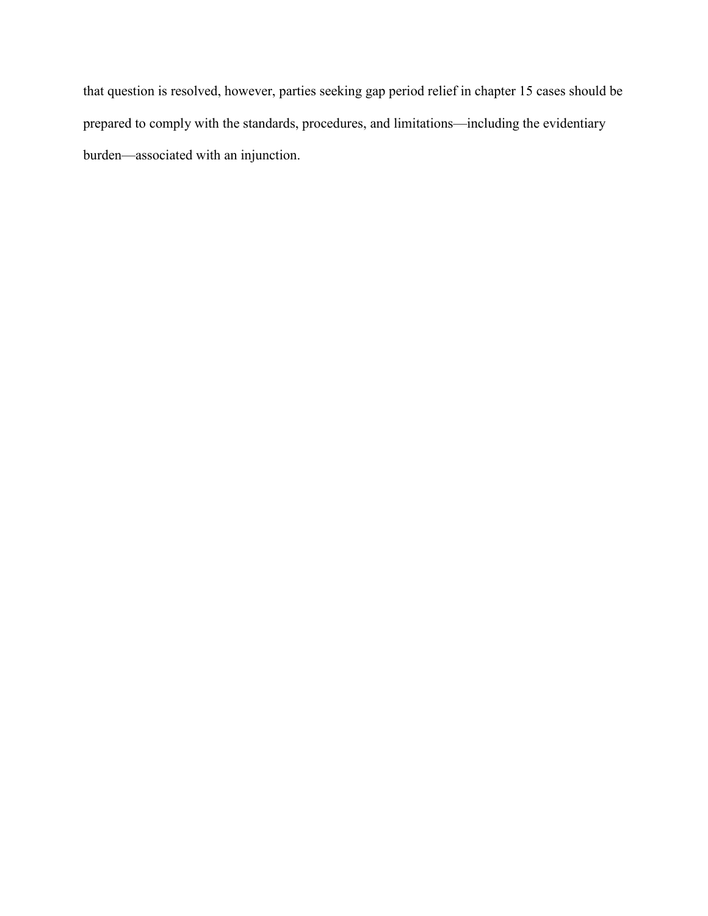that question is resolved, however, parties seeking gap period relief in chapter 15 cases should be prepared to comply with the standards, procedures, and limitations—including the evidentiary burden—associated with an injunction.